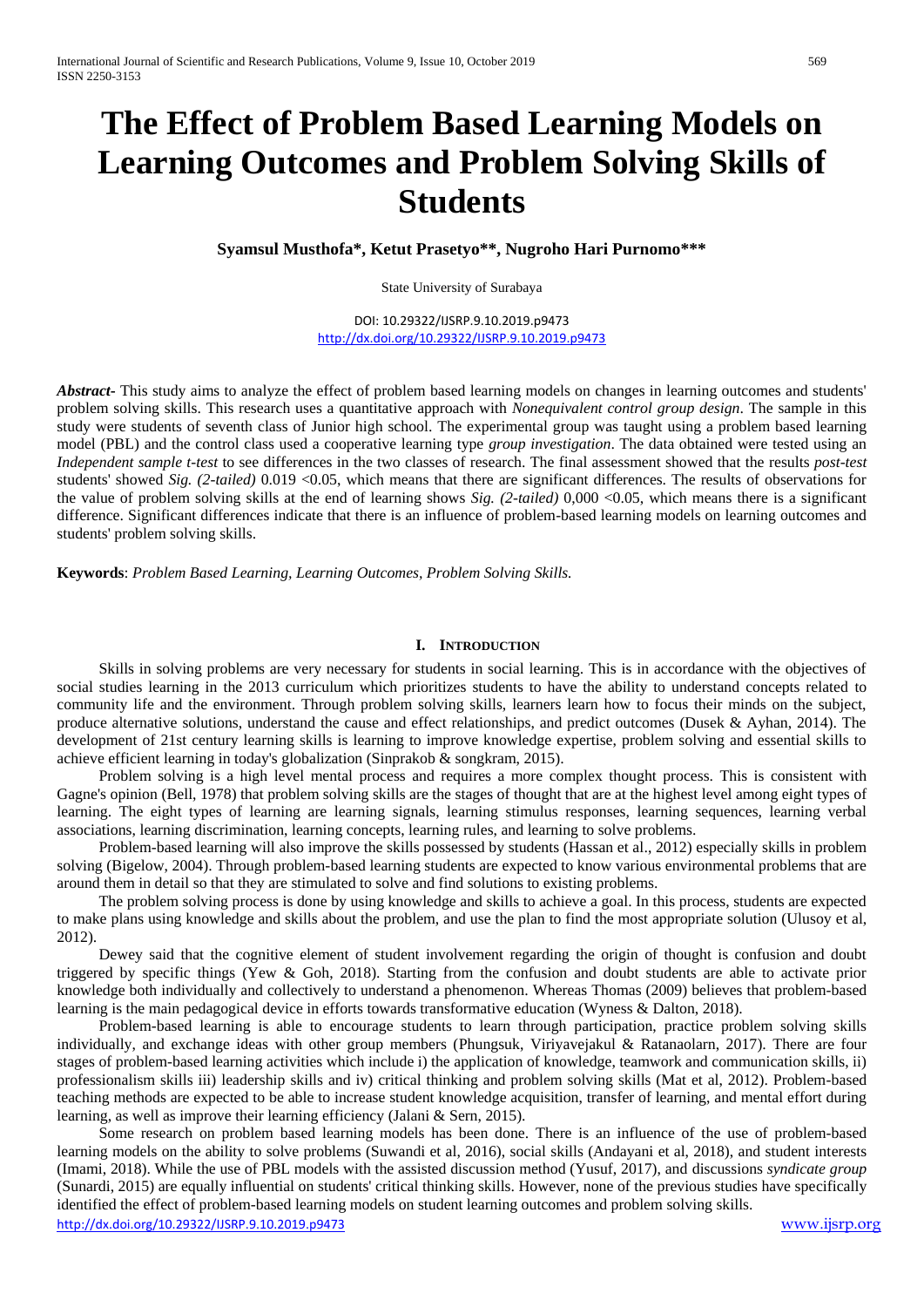# The Effect of Problem Based Learning Models on Learning Outcomes and Problem Solving Skills of Students

**Syamsul Musthofa\*, Ketut Prasetyo\*\*, Nugroho Hari Purnomo\*\*\***

State University of Surabaya

DOI: 10.29322/IJSRP.9.10.2019.p9473
http://dx.doi.org/10.29322/IJSRP.9.10.2019.p9473

***Abstract-*** This study aims to analyze the effect of problem based learning models on changes in learning outcomes and students' problem solving skills. This research uses a quantitative approach with *Nonequivalent control group design*. The sample in this study were students of seventh class of Junior high school. The experimental group was taught using a problem based learning model (PBL) and the control class used a cooperative learning type *group investigation*. The data obtained were tested using an *Independent sample t-test* to see differences in the two classes of research. The final assessment showed that the results *post-test* students' showed *Sig. (2-tailed)* 0.019 <0.05, which means that there are significant differences. The results of observations for the value of problem solving skills at the end of learning shows *Sig. (2-tailed)* 0,000 <0.05, which means there is a significant difference. Significant differences indicate that there is an influence of problem-based learning models on learning outcomes and students' problem solving skills.

**Keywords**: *Problem Based Learning, Learning Outcomes, Problem Solving Skills.*

## I. Introduction

Skills in solving problems are very necessary for students in social learning. This is in accordance with the objectives of social studies learning in the 2013 curriculum which prioritizes students to have the ability to understand concepts related to community life and the environment. Through problem solving skills, learners learn how to focus their minds on the subject, produce alternative solutions, understand the cause and effect relationships, and predict outcomes (Dusek & Ayhan, 2014). The development of 21st century learning skills is learning to improve knowledge expertise, problem solving and essential skills to achieve efficient learning in today's globalization (Sinprakob & songkram, 2015).

Problem solving is a high level mental process and requires a more complex thought process. This is consistent with Gagne's opinion (Bell, 1978) that problem solving skills are the stages of thought that are at the highest level among eight types of learning. The eight types of learning are learning signals, learning stimulus responses, learning sequences, learning verbal associations, learning discrimination, learning concepts, learning rules, and learning to solve problems.

Problem-based learning will also improve the skills possessed by students (Hassan et al., 2012) especially skills in problem solving (Bigelow, 2004). Through problem-based learning students are expected to know various environmental problems that are around them in detail so that they are stimulated to solve and find solutions to existing problems.

The problem solving process is done by using knowledge and skills to achieve a goal. In this process, students are expected to make plans using knowledge and skills about the problem, and use the plan to find the most appropriate solution (Ulusoy et al, 2012).

Dewey said that the cognitive element of student involvement regarding the origin of thought is confusion and doubt triggered by specific things (Yew & Goh, 2018). Starting from the confusion and doubt students are able to activate prior knowledge both individually and collectively to understand a phenomenon. Whereas Thomas (2009) believes that problem-based learning is the main pedagogical device in efforts towards transformative education (Wyness & Dalton, 2018).

Problem-based learning is able to encourage students to learn through participation, practice problem solving skills individually, and exchange ideas with other group members (Phungsuk, Viriyavejakul & Ratanaolarn, 2017). There are four stages of problem-based learning activities which include i) the application of knowledge, teamwork and communication skills, ii) professionalism skills iii) leadership skills and iv) critical thinking and problem solving skills (Mat et al, 2012). Problem-based teaching methods are expected to be able to increase student knowledge acquisition, transfer of learning, and mental effort during learning, as well as improve their learning efficiency (Jalani & Sern, 2015).

Some research on problem based learning models has been done. There is an influence of the use of problem-based learning models on the ability to solve problems (Suwandi et al, 2016), social skills (Andayani et al, 2018), and student interests (Imami, 2018). While the use of PBL models with the assisted discussion method (Yusuf, 2017), and discussions *syndicate group* (Sunardi, 2015) are equally influential on students' critical thinking skills. However, none of the previous studies have specifically identified the effect of problem-based learning models on student learning outcomes and problem solving skills.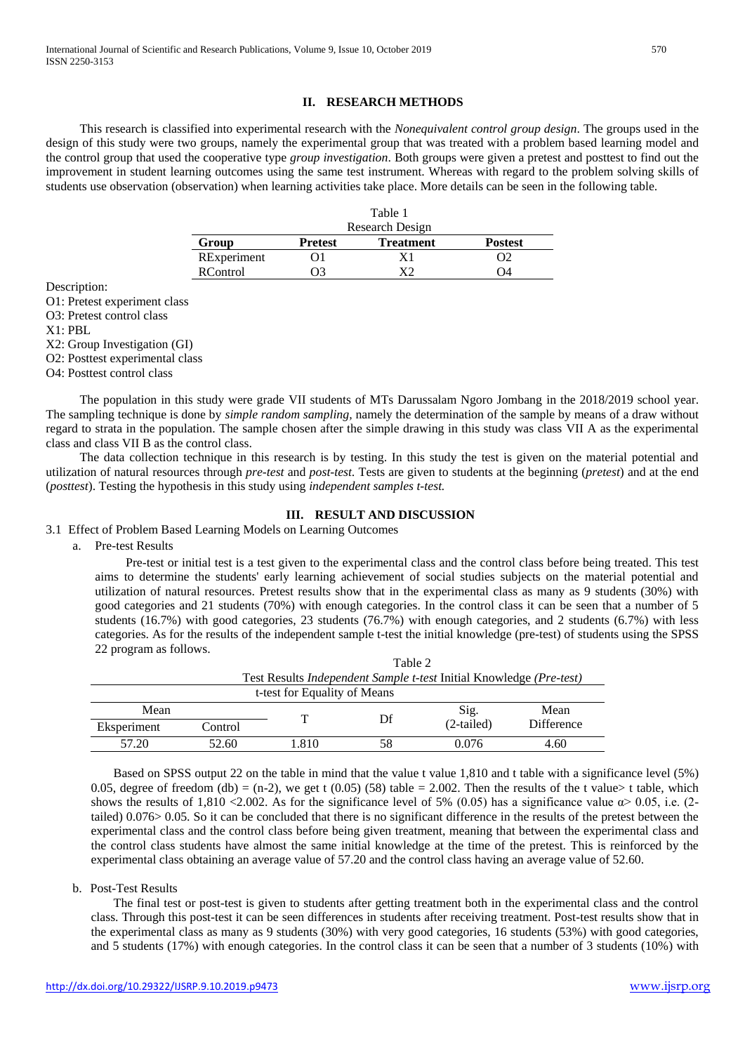## II. RESEARCH METHODS

This research is classified into experimental research with the *Nonequivalent control group design*. The groups used in the design of this study were two groups, namely the experimental group that was treated with a problem based learning model and the control group that used the cooperative type *group investigation*. Both groups were given a pretest and posttest to find out the improvement in student learning outcomes using the same test instrument. Whereas with regard to the problem solving skills of students use observation (observation) when learning activities take place. More details can be seen in the following table.

Table 1
Research Design

| Group | Pretest | Treatment | Postest |
|---|---|---|---|
| RExperiment | O1 | X1 | O2 |
| RControl | O3 | X2 | O4 |

Description:
O1: Pretest experiment class
O3: Pretest control class
X1: PBL
X2: Group Investigation (GI)
O2: Posttest experimental class
O4: Posttest control class

The population in this study were grade VII students of MTs Darussalam Ngoro Jombang in the 2018/2019 school year. The sampling technique is done by *simple random sampling,* namely the determination of the sample by means of a draw without regard to strata in the population. The sample chosen after the simple drawing in this study was class VII A as the experimental class and class VII B as the control class.

The data collection technique in this research is by testing. In this study the test is given on the material potential and utilization of natural resources through *pre-test* and *post-test.* Tests are given to students at the beginning (*pretest*) and at the end (*posttest*). Testing the hypothesis in this study using *independent samples t-test.*

## III. RESULT AND DISCUSSION

### 3.1 Effect of Problem Based Learning Models on Learning Outcomes

a. Pre-test Results

Pre-test or initial test is a test given to the experimental class and the control class before being treated. This test aims to determine the students' early learning achievement of social studies subjects on the material potential and utilization of natural resources. Pretest results show that in the experimental class as many as 9 students (30%) with good categories and 21 students (70%) with enough categories. In the control class it can be seen that a number of 5 students (16.7%) with good categories, 23 students (76.7%) with enough categories, and 2 students (6.7%) with less categories. As for the results of the independent sample t-test the initial knowledge (pre-test) of students using the SPSS 22 program as follows.

Table 2
Test Results *Independent Sample t-test* Initial Knowledge *(Pre-test)*

| t-test for Equality of Means | | | | | |
|---|---|---|---|---|---|
| Mean | | T | Df | Sig. (2-tailed) | Mean Difference |
| Eksperiment | Control | | | | |
| 57.20 | 52.60 | 1.810 | 58 | 0.076 | 4.60 |

Based on SPSS output 22 on the table in mind that the value t value 1,810 and t table with a significance level (5%) 0.05, degree of freedom (db) = (n-2), we get t (0.05) (58) table = 2.002. Then the results of the t value> t table, which shows the results of 1,810 <2.002. As for the significance level of 5% (0.05) has a significance value $\alpha$> 0.05, i.e. (2-tailed) 0.076> 0.05. So it can be concluded that there is no significant difference in the results of the pretest between the experimental class and the control class before being given treatment, meaning that between the experimental class and the control class students have almost the same initial knowledge at the time of the pretest. This is reinforced by the experimental class obtaining an average value of 57.20 and the control class having an average value of 52.60.

b. Post-Test Results

The final test or post-test is given to students after getting treatment both in the experimental class and the control class. Through this post-test it can be seen differences in students after receiving treatment. Post-test results show that in the experimental class as many as 9 students (30%) with very good categories, 16 students (53%) with good categories, and 5 students (17%) with enough categories. In the control class it can be seen that a number of 3 students (10%) with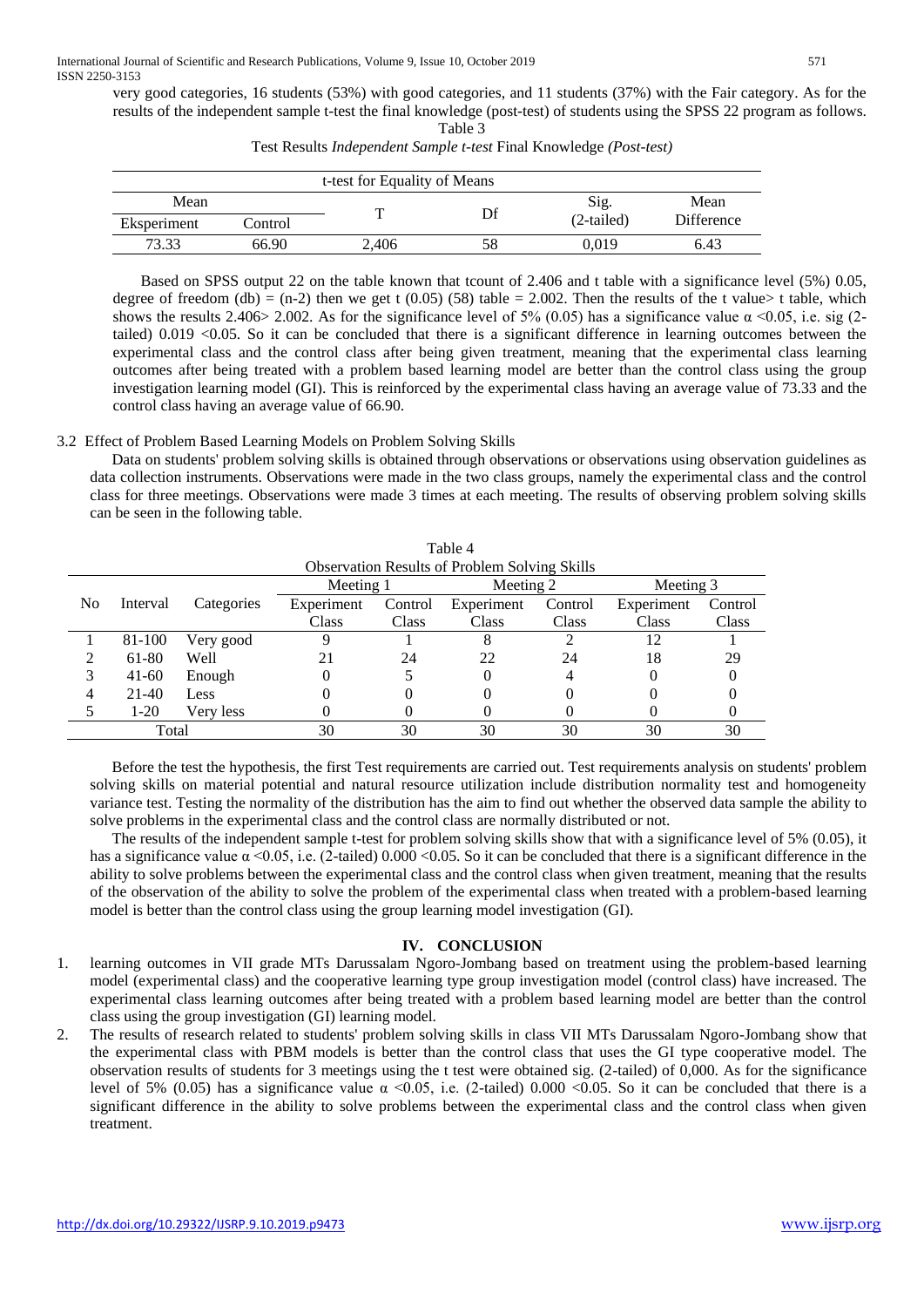very good categories, 16 students (53%) with good categories, and 11 students (37%) with the Fair category. As for the results of the independent sample t-test the final knowledge (post-test) of students using the SPSS 22 program as follows.

Table 3

Test Results *Independent Sample t-test* Final Knowledge *(Post-test)*

| t-test for Equality of Means | | | | | |
|---|---|---|---|---|---|
| Mean | | T | Df | Sig. (2-tailed) | Mean Difference |
| Eksperiment | Control | | | | |
| 73.33 | 66.90 | 2,406 | 58 | 0,019 | 6.43 |

Based on SPSS output 22 on the table known that tcount of 2.406 and t table with a significance level (5%) 0.05, degree of freedom (db) = (n-2) then we get t (0.05) (58) table = 2.002. Then the results of the t value> t table, which shows the results 2.406> 2.002. As for the significance level of 5% (0.05) has a significance value $\alpha$ <0.05, i.e. sig (2-tailed) 0.019 <0.05. So it can be concluded that there is a significant difference in learning outcomes between the experimental class and the control class after being given treatment, meaning that the experimental class learning outcomes after being treated with a problem based learning model are better than the control class using the group investigation learning model (GI). This is reinforced by the experimental class having an average value of 73.33 and the control class having an average value of 66.90.

### 3.2 Effect of Problem Based Learning Models on Problem Solving Skills

Data on students' problem solving skills is obtained through observations or observations using observation guidelines as data collection instruments. Observations were made in the two class groups, namely the experimental class and the control class for three meetings. Observations were made 3 times at each meeting. The results of observing problem solving skills can be seen in the following table.

Table 4

Observation Results of Problem Solving Skills

| No | Interval | Categories | Meeting 1 | | Meeting 2 | | Meeting 3 | |
|---|---|---|---|---|---|---|---|---|
| | | | Experiment Class | Control Class | Experiment Class | Control Class | Experiment Class | Control Class |
| 1 | 81-100 | Very good | 9 | 1 | 8 | 2 | 12 | 1 |
| 2 | 61-80 | Well | 21 | 24 | 22 | 24 | 18 | 29 |
| 3 | 41-60 | Enough | 0 | 5 | 0 | 4 | 0 | 0 |
| 4 | 21-40 | Less | 0 | 0 | 0 | 0 | 0 | 0 |
| 5 | 1-20 | Very less | 0 | 0 | 0 | 0 | 0 | 0 |
| Total | | | 30 | 30 | 30 | 30 | 30 | 30 |

Before the test the hypothesis, the first Test requirements are carried out. Test requirements analysis on students' problem solving skills on material potential and natural resource utilization include distribution normality test and homogeneity variance test. Testing the normality of the distribution has the aim to find out whether the observed data sample the ability to solve problems in the experimental class and the control class are normally distributed or not.

The results of the independent sample t-test for problem solving skills show that with a significance level of 5% (0.05), it has a significance value $\alpha$ <0.05, i.e. (2-tailed) 0.000 <0.05. So it can be concluded that there is a significant difference in the ability to solve problems between the experimental class and the control class when given treatment, meaning that the results of the observation of the ability to solve the problem of the experimental class when treated with a problem-based learning model is better than the control class using the group learning model investigation (GI).

## IV. CONCLUSION

1. learning outcomes in VII grade MTs Darussalam Ngoro-Jombang based on treatment using the problem-based learning model (experimental class) and the cooperative learning type group investigation model (control class) have increased. The experimental class learning outcomes after being treated with a problem based learning model are better than the control class using the group investigation (GI) learning model.
2. The results of research related to students' problem solving skills in class VII MTs Darussalam Ngoro-Jombang show that the experimental class with PBM models is better than the control class that uses the GI type cooperative model. The observation results of students for 3 meetings using the t test were obtained sig. (2-tailed) of 0,000. As for the significance level of 5% (0.05) has a significance value $\alpha$ <0.05, i.e. (2-tailed) 0.000 <0.05. So it can be concluded that there is a significant difference in the ability to solve problems between the experimental class and the control class when given treatment.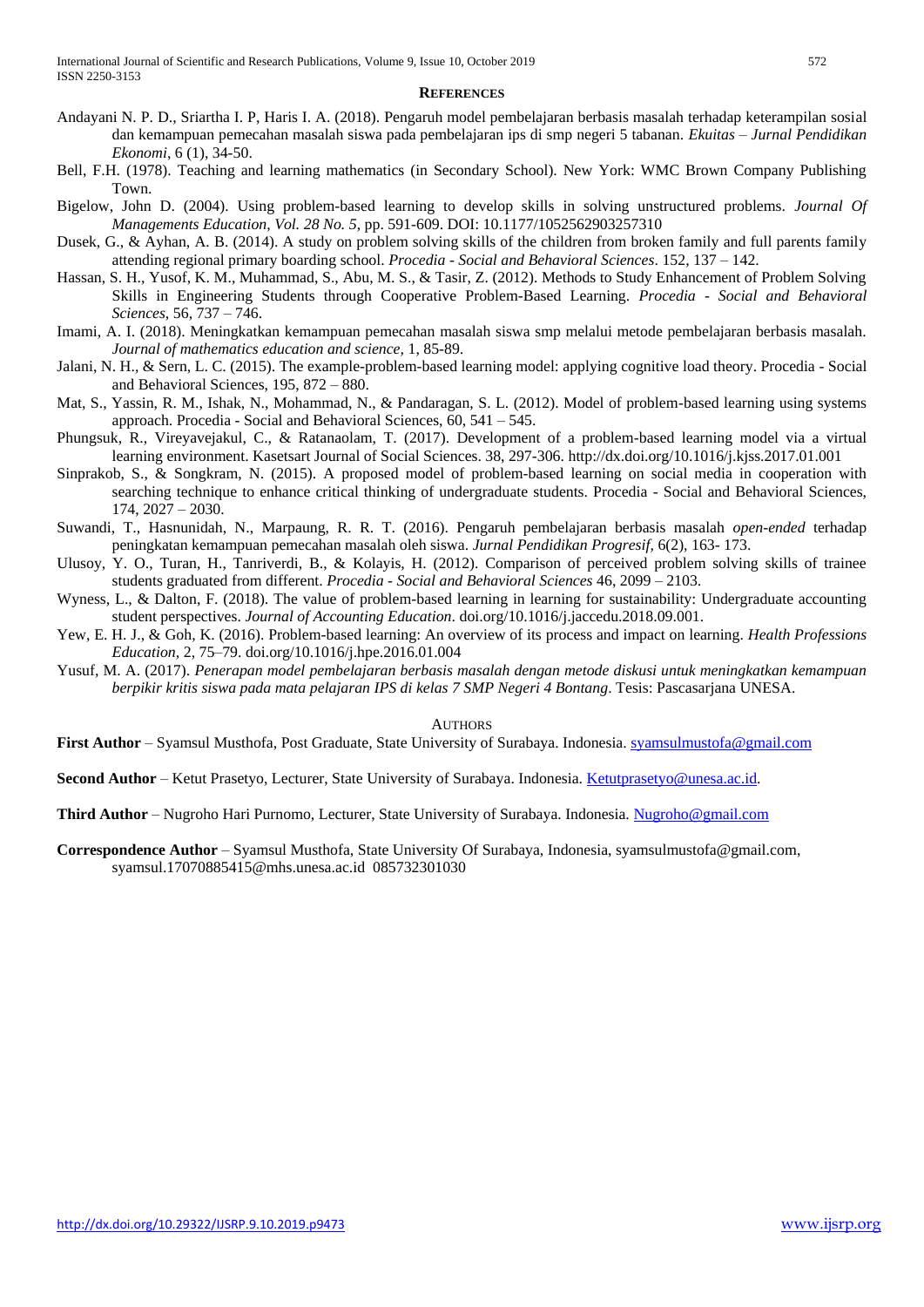## REFERENCES

Andayani N. P. D., Sriartha I. P, Haris I. A. (2018). Pengaruh model pembelajaran berbasis masalah terhadap keterampilan sosial dan kemampuan pemecahan masalah siswa pada pembelajaran ips di smp negeri 5 tabanan. *Ekuitas – Jurnal Pendidikan Ekonomi*, 6 (1), 34-50.

Bell, F.H. (1978). Teaching and learning mathematics (in Secondary School). New York: WMC Brown Company Publishing Town.

Bigelow, John D. (2004). Using problem-based learning to develop skills in solving unstructured problems. *Journal Of Managements Education, Vol. 28 No. 5*, pp. 591-609. DOI: 10.1177/1052562903257310

Dusek, G., & Ayhan, A. B. (2014). A study on problem solving skills of the children from broken family and full parents family attending regional primary boarding school. *Procedia - Social and Behavioral Sciences*. 152, 137 – 142.

Hassan, S. H., Yusof, K. M., Muhammad, S., Abu, M. S., & Tasir, Z. (2012). Methods to Study Enhancement of Problem Solving Skills in Engineering Students through Cooperative Problem-Based Learning. *Procedia - Social and Behavioral Sciences*, 56, 737 – 746.

Imami, A. I. (2018). Meningkatkan kemampuan pemecahan masalah siswa smp melalui metode pembelajaran berbasis masalah. *Journal of mathematics education and science*, 1, 85-89.

Jalani, N. H., & Sern, L. C. (2015). The example-problem-based learning model: applying cognitive load theory. Procedia - Social and Behavioral Sciences, 195, 872 – 880.

Mat, S., Yassin, R. M., Ishak, N., Mohammad, N., & Pandaragan, S. L. (2012). Model of problem-based learning using systems approach. Procedia - Social and Behavioral Sciences, 60, 541 – 545.

Phungsuk, R., Vireyavejakul, C., & Ratanaolam, T. (2017). Development of a problem-based learning model via a virtual learning environment. Kasetsart Journal of Social Sciences. 38, 297-306. http://dx.doi.org/10.1016/j.kjss.2017.01.001

Sinprakob, S., & Songkram, N. (2015). A proposed model of problem-based learning on social media in cooperation with searching technique to enhance critical thinking of undergraduate students. Procedia - Social and Behavioral Sciences, 174, 2027 – 2030.

Suwandi, T., Hasnunidah, N., Marpaung, R. R. T. (2016). Pengaruh pembelajaran berbasis masalah *open-ended* terhadap peningkatan kemampuan pemecahan masalah oleh siswa. *Jurnal Pendidikan Progresif*, 6(2), 163- 173.

Ulusoy, Y. O., Turan, H., Tanriverdi, B., & Kolayis, H. (2012). Comparison of perceived problem solving skills of trainee students graduated from different. *Procedia - Social and Behavioral Sciences* 46, 2099 – 2103.

Wyness, L., & Dalton, F. (2018). The value of problem-based learning in learning for sustainability: Undergraduate accounting student perspectives. *Journal of Accounting Education*. doi.org/10.1016/j.jaccedu.2018.09.001.

Yew, E. H. J., & Goh, K. (2016). Problem-based learning: An overview of its process and impact on learning. *Health Professions Education*, 2, 75–79. doi.org/10.1016/j.hpe.2016.01.004

Yusuf, M. A. (2017). *Penerapan model pembelajaran berbasis masalah dengan metode diskusi untuk meningkatkan kemampuan berpikir kritis siswa pada mata pelajaran IPS di kelas 7 SMP Negeri 4 Bontang*. Tesis: Pascasarjana UNESA.

## AUTHORS

**First Author** – Syamsul Musthofa, Post Graduate, State University of Surabaya. Indonesia. syamsulmustofa@gmail.com

**Second Author** – Ketut Prasetyo, Lecturer, State University of Surabaya. Indonesia. Ketutprasetyo@unesa.ac.id.

**Third Author** – Nugroho Hari Purnomo, Lecturer, State University of Surabaya. Indonesia. Nugroho@gmail.com

**Correspondence Author** – Syamsul Musthofa, State University Of Surabaya, Indonesia, syamsulmustofa@gmail.com, syamsul.17070885415@mhs.unesa.ac.id 085732301030